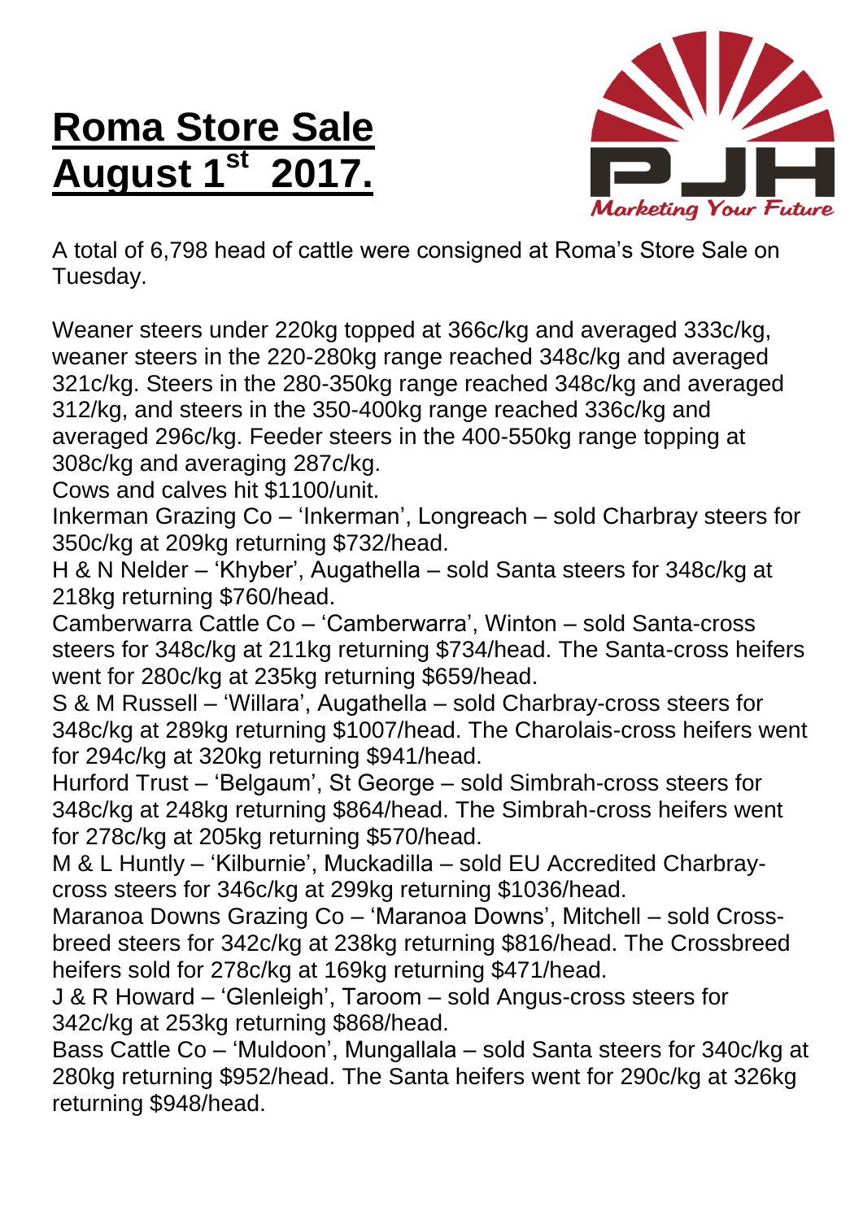# Roma Store Sale August 1st 2017.

PJH Marketing Your Future

A total of 6,798 head of cattle were consigned at Roma's Store Sale on Tuesday.

Weaner steers under 220kg topped at 366c/kg and averaged 333c/kg, weaner steers in the 220-280kg range reached 348c/kg and averaged 321c/kg. Steers in the 280-350kg range reached 348c/kg and averaged 312/kg, and steers in the 350-400kg range reached 336c/kg and averaged 296c/kg. Feeder steers in the 400-550kg range topping at 308c/kg and averaging 287c/kg.

Cows and calves hit $1100/unit.

Inkerman Grazing Co – 'Inkerman', Longreach – sold Charbray steers for 350c/kg at 209kg returning $732/head.

H & N Nelder – 'Khyber', Augathella – sold Santa steers for 348c/kg at 218kg returning $760/head.

Camberwarra Cattle Co – 'Camberwarra', Winton – sold Santa-cross steers for 348c/kg at 211kg returning $734/head. The Santa-cross heifers went for 280c/kg at 235kg returning $659/head.

S & M Russell – 'Willara', Augathella – sold Charbray-cross steers for 348c/kg at 289kg returning $1007/head. The Charolais-cross heifers went for 294c/kg at 320kg returning $941/head.

Hurford Trust – 'Belgaum', St George – sold Simbrah-cross steers for 348c/kg at 248kg returning $864/head. The Simbrah-cross heifers went for 278c/kg at 205kg returning $570/head.

M & L Huntly – 'Kilburnie', Muckadilla – sold EU Accredited Charbray-cross steers for 346c/kg at 299kg returning $1036/head.

Maranoa Downs Grazing Co – 'Maranoa Downs', Mitchell – sold Cross-breed steers for 342c/kg at 238kg returning $816/head. The Crossbreed heifers sold for 278c/kg at 169kg returning $471/head.

J & R Howard – 'Glenleigh', Taroom – sold Angus-cross steers for 342c/kg at 253kg returning $868/head.

Bass Cattle Co – 'Muldoon', Mungallala – sold Santa steers for 340c/kg at 280kg returning $952/head. The Santa heifers went for 290c/kg at 326kg returning $948/head.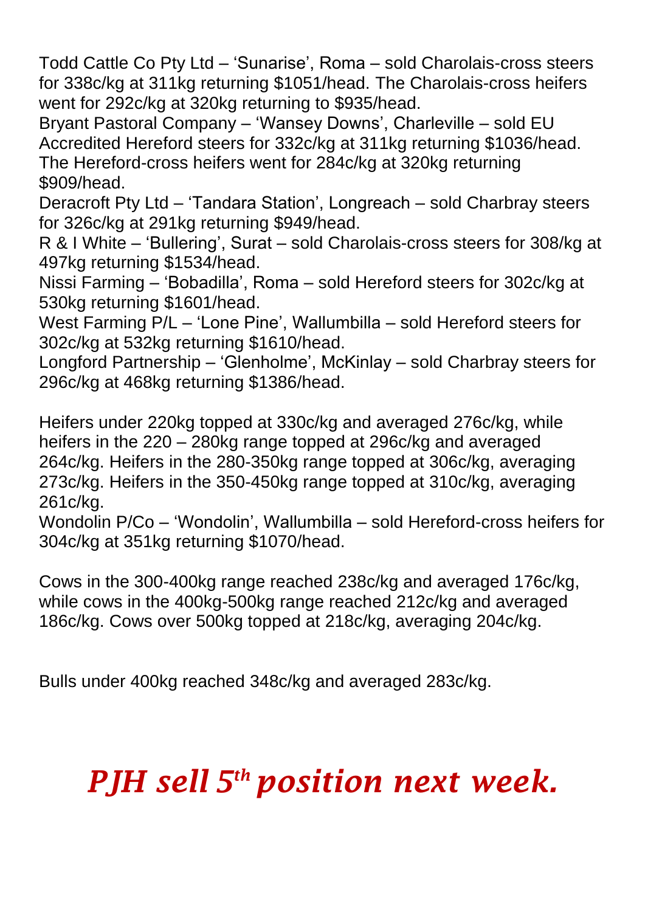Todd Cattle Co Pty Ltd – 'Sunarise', Roma – sold Charolais-cross steers for 338c/kg at 311kg returning $1051/head. The Charolais-cross heifers went for 292c/kg at 320kg returning to $935/head.
Bryant Pastoral Company – 'Wansey Downs', Charleville – sold EU Accredited Hereford steers for 332c/kg at 311kg returning $1036/head. The Hereford-cross heifers went for 284c/kg at 320kg returning $909/head.
Deracroft Pty Ltd – 'Tandara Station', Longreach – sold Charbray steers for 326c/kg at 291kg returning $949/head.
R & I White – 'Bullering', Surat – sold Charolais-cross steers for 308/kg at 497kg returning $1534/head.
Nissi Farming – 'Bobadilla', Roma – sold Hereford steers for 302c/kg at 530kg returning $1601/head.
West Farming P/L – 'Lone Pine', Wallumbilla – sold Hereford steers for 302c/kg at 532kg returning $1610/head.
Longford Partnership – 'Glenholme', McKinlay – sold Charbray steers for 296c/kg at 468kg returning $1386/head.

Heifers under 220kg topped at 330c/kg and averaged 276c/kg, while heifers in the 220 – 280kg range topped at 296c/kg and averaged 264c/kg. Heifers in the 280-350kg range topped at 306c/kg, averaging 273c/kg. Heifers in the 350-450kg range topped at 310c/kg, averaging 261c/kg.
Wondolin P/Co – 'Wondolin', Wallumbilla – sold Hereford-cross heifers for 304c/kg at 351kg returning $1070/head.

Cows in the 300-400kg range reached 238c/kg and averaged 176c/kg, while cows in the 400kg-500kg range reached 212c/kg and averaged 186c/kg. Cows over 500kg topped at 218c/kg, averaging 204c/kg.

Bulls under 400kg reached 348c/kg and averaged 283c/kg.

## *PJH sell 5th position next week.*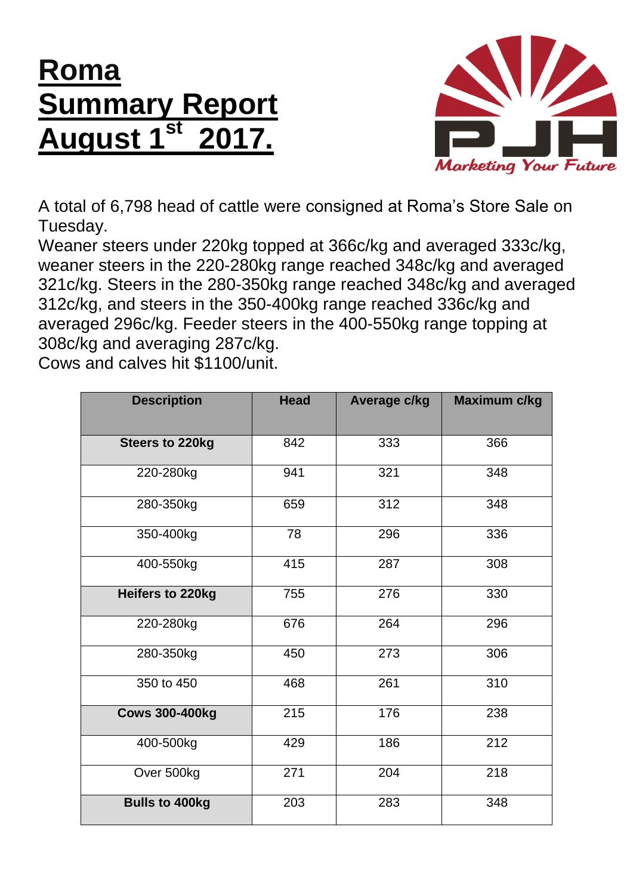# Roma Summary Report August 1st 2017.

Marketing Your Future

A total of 6,798 head of cattle were consigned at Roma's Store Sale on Tuesday.

Weaner steers under 220kg topped at 366c/kg and averaged 333c/kg, weaner steers in the 220-280kg range reached 348c/kg and averaged 321c/kg. Steers in the 280-350kg range reached 348c/kg and averaged 312c/kg, and steers in the 350-400kg range reached 336c/kg and averaged 296c/kg. Feeder steers in the 400-550kg range topping at 308c/kg and averaging 287c/kg.

Cows and calves hit $1100/unit.

| Description | Head | Average c/kg | Maximum c/kg |
|---|---|---|---|
| **Steers to 220kg** | 842 | 333 | 366 |
| 220-280kg | 941 | 321 | 348 |
| 280-350kg | 659 | 312 | 348 |
| 350-400kg | 78 | 296 | 336 |
| 400-550kg | 415 | 287 | 308 |
| **Heifers to 220kg** | 755 | 276 | 330 |
| 220-280kg | 676 | 264 | 296 |
| 280-350kg | 450 | 273 | 306 |
| 350 to 450 | 468 | 261 | 310 |
| **Cows 300-400kg** | 215 | 176 | 238 |
| 400-500kg | 429 | 186 | 212 |
| Over 500kg | 271 | 204 | 218 |
| **Bulls to 400kg** | 203 | 283 | 348 |